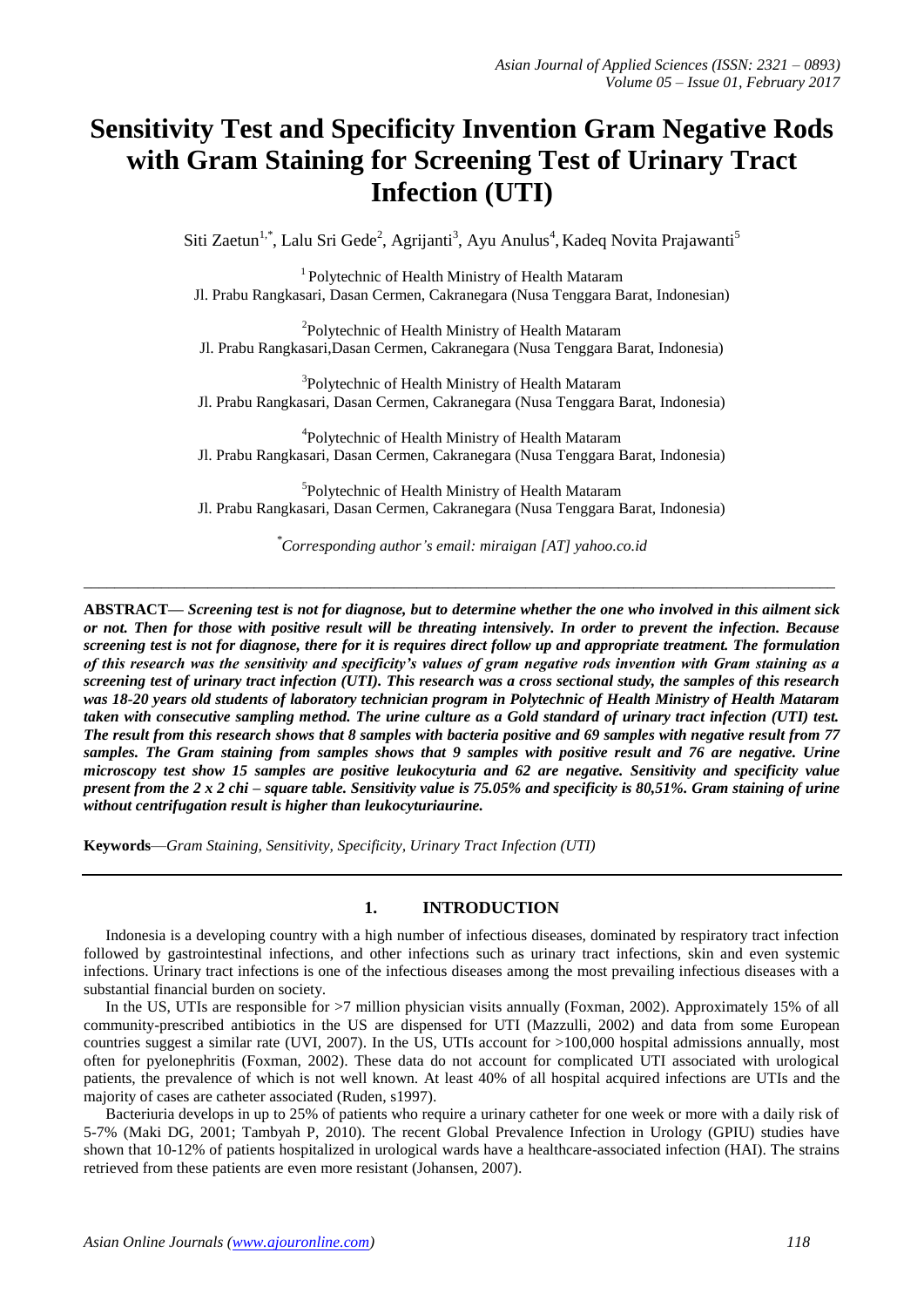# Sensitivity Test and Specificity Invention Gram Negative Rods with Gram Staining for Screening Test of Urinary Tract Infection (UTI)

Siti Zaetun[1,*], Lalu Sri Gede[2], Agrijanti[3], Ayu Anulus[4], Kadeq Novita Prajawanti[5]

[1] Polytechnic of Health Ministry of Health Mataram
Jl. Prabu Rangkasari, Dasan Cermen, Cakranegara (Nusa Tenggara Barat, Indonesian)

[2] Polytechnic of Health Ministry of Health Mataram
Jl. Prabu Rangkasari,Dasan Cermen, Cakranegara (Nusa Tenggara Barat, Indonesia)

[3] Polytechnic of Health Ministry of Health Mataram
Jl. Prabu Rangkasari, Dasan Cermen, Cakranegara (Nusa Tenggara Barat, Indonesia)

[4] Polytechnic of Health Ministry of Health Mataram
Jl. Prabu Rangkasari, Dasan Cermen, Cakranegara (Nusa Tenggara Barat, Indonesia)

[5] Polytechnic of Health Ministry of Health Mataram
Jl. Prabu Rangkasari, Dasan Cermen, Cakranegara (Nusa Tenggara Barat, Indonesia)

[*] *Corresponding author's email: miraigan [AT] yahoo.co.id*

---

**ABSTRACT—** ***Screening test is not for diagnose, but to determine whether the one who involved in this ailment sick or not. Then for those with positive result will be threating intensively. In order to prevent the infection. Because screening test is not for diagnose, there for it is requires direct follow up and appropriate treatment. The formulation of this research was the sensitivity and specificity's values of gram negative rods invention with Gram staining as a screening test of urinary tract infection (UTI). This research was a cross sectional study, the samples of this research was 18-20 years old students of laboratory technician program in Polytechnic of Health Ministry of Health Mataram taken with consecutive sampling method. The urine culture as a Gold standard of urinary tract infection (UTI) test. The result from this research shows that 8 samples with bacteria positive and 69 samples with negative result from 77 samples. The Gram staining from samples shows that 9 samples with positive result and 76 are negative. Urine microscopy test show 15 samples are positive leukocyturia and 62 are negative. Sensitivity and specificity value present from the 2 x 2 chi – square table. Sensitivity value is 75.05% and specificity is 80,51%. Gram staining of urine without centrifugation result is higher than leukocyturiaurine.***

**Keywords**—*Gram Staining, Sensitivity, Specificity, Urinary Tract Infection (UTI)*

---

## 1. INTRODUCTION

Indonesia is a developing country with a high number of infectious diseases, dominated by respiratory tract infection followed by gastrointestinal infections, and other infections such as urinary tract infections, skin and even systemic infections. Urinary tract infections is one of the infectious diseases among the most prevailing infectious diseases with a substantial financial burden on society.

In the US, UTIs are responsible for >7 million physician visits annually (Foxman, 2002). Approximately 15% of all community-prescribed antibiotics in the US are dispensed for UTI (Mazzulli, 2002) and data from some European countries suggest a similar rate (UVI, 2007). In the US, UTIs account for >100,000 hospital admissions annually, most often for pyelonephritis (Foxman, 2002). These data do not account for complicated UTI associated with urological patients, the prevalence of which is not well known. At least 40% of all hospital acquired infections are UTIs and the majority of cases are catheter associated (Ruden, s1997).

Bacteriuria develops in up to 25% of patients who require a urinary catheter for one week or more with a daily risk of 5-7% (Maki DG, 2001; Tambyah P, 2010). The recent Global Prevalence Infection in Urology (GPIU) studies have shown that 10-12% of patients hospitalized in urological wards have a healthcare-associated infection (HAI). The strains retrieved from these patients are even more resistant (Johansen, 2007).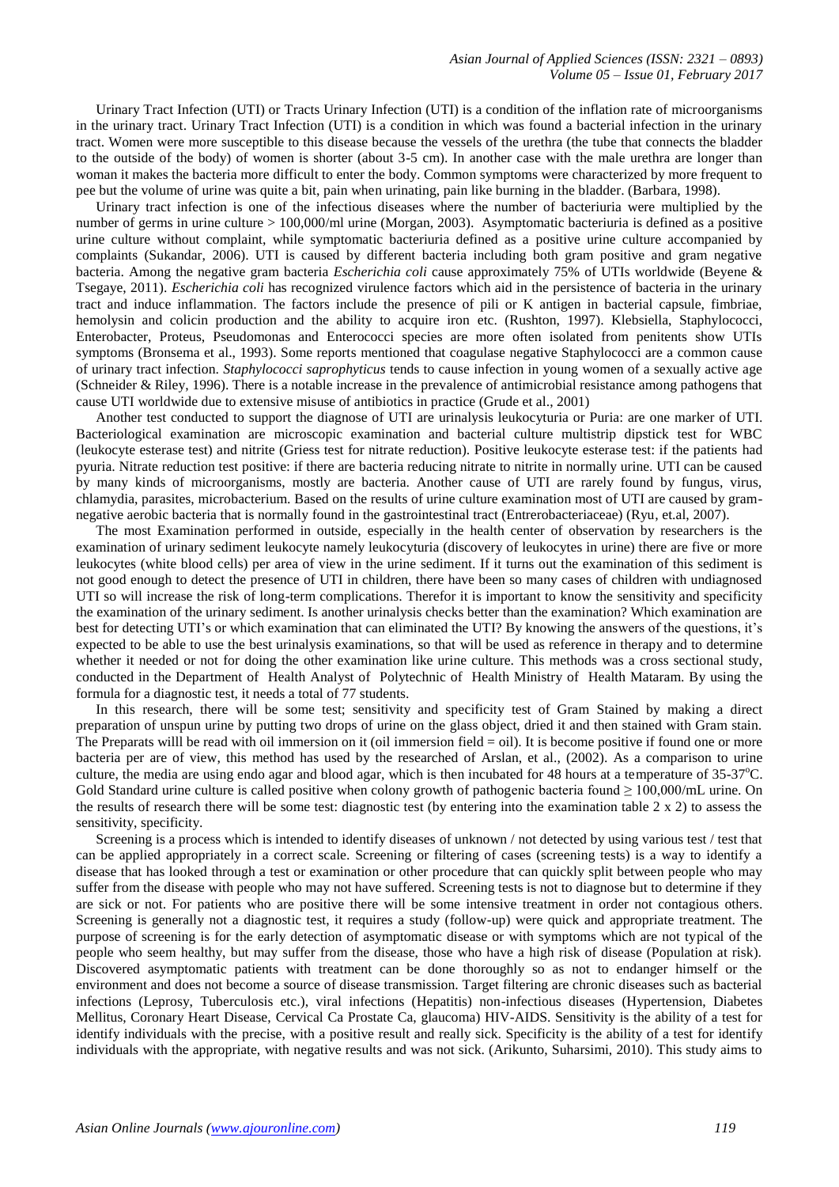Urinary Tract Infection (UTI) or Tracts Urinary Infection (UTI) is a condition of the inflation rate of microorganisms in the urinary tract. Urinary Tract Infection (UTI) is a condition in which was found a bacterial infection in the urinary tract. Women were more susceptible to this disease because the vessels of the urethra (the tube that connects the bladder to the outside of the body) of women is shorter (about 3-5 cm). In another case with the male urethra are longer than woman it makes the bacteria more difficult to enter the body. Common symptoms were characterized by more frequent to pee but the volume of urine was quite a bit, pain when urinating, pain like burning in the bladder. (Barbara, 1998).

Urinary tract infection is one of the infectious diseases where the number of bacteriuria were multiplied by the number of germs in urine culture > 100,000/ml urine (Morgan, 2003). Asymptomatic bacteriuria is defined as a positive urine culture without complaint, while symptomatic bacteriuria defined as a positive urine culture accompanied by complaints (Sukandar, 2006). UTI is caused by different bacteria including both gram positive and gram negative bacteria. Among the negative gram bacteria *Escherichia coli* cause approximately 75% of UTIs worldwide (Beyene & Tsegaye, 2011). *Escherichia coli* has recognized virulence factors which aid in the persistence of bacteria in the urinary tract and induce inflammation. The factors include the presence of pili or K antigen in bacterial capsule, fimbriae, hemolysin and colicin production and the ability to acquire iron etc. (Rushton, 1997). Klebsiella, Staphylococci, Enterobacter, Proteus, Pseudomonas and Enterococci species are more often isolated from penitents show UTIs symptoms (Bronsema et al., 1993). Some reports mentioned that coagulase negative Staphylococci are a common cause of urinary tract infection. *Staphylococci saprophyticus* tends to cause infection in young women of a sexually active age (Schneider & Riley, 1996). There is a notable increase in the prevalence of antimicrobial resistance among pathogens that cause UTI worldwide due to extensive misuse of antibiotics in practice (Grude et al., 2001)

Another test conducted to support the diagnose of UTI are urinalysis leukocyturia or Puria: are one marker of UTI. Bacteriological examination are microscopic examination and bacterial culture multistrip dipstick test for WBC (leukocyte esterase test) and nitrite (Griess test for nitrate reduction). Positive leukocyte esterase test: if the patients had pyuria. Nitrate reduction test positive: if there are bacteria reducing nitrate to nitrite in normally urine. UTI can be caused by many kinds of microorganisms, mostly are bacteria. Another cause of UTI are rarely found by fungus, virus, chlamydia, parasites, microbacterium. Based on the results of urine culture examination most of UTI are caused by gram-negative aerobic bacteria that is normally found in the gastrointestinal tract (Entrerobacteriaceae) (Ryu, et.al, 2007).

The most Examination performed in outside, especially in the health center of observation by researchers is the examination of urinary sediment leukocyte namely leukocyturia (discovery of leukocytes in urine) there are five or more leukocytes (white blood cells) per area of view in the urine sediment. If it turns out the examination of this sediment is not good enough to detect the presence of UTI in children, there have been so many cases of children with undiagnosed UTI so will increase the risk of long-term complications. Therefor it is important to know the sensitivity and specificity the examination of the urinary sediment. Is another urinalysis checks better than the examination? Which examination are best for detecting UTI's or which examination that can eliminated the UTI? By knowing the answers of the questions, it's expected to be able to use the best urinalysis examinations, so that will be used as reference in therapy and to determine whether it needed or not for doing the other examination like urine culture. This methods was a cross sectional study, conducted in the Department of Health Analyst of Polytechnic of Health Ministry of Health Mataram. By using the formula for a diagnostic test, it needs a total of 77 students.

In this research, there will be some test; sensitivity and specificity test of Gram Stained by making a direct preparation of unspun urine by putting two drops of urine on the glass object, dried it and then stained with Gram stain. The Preparats willl be read with oil immersion on it (oil immersion field = oil). It is become positive if found one or more bacteria per are of view, this method has used by the researched of Arslan, et al., (2002). As a comparison to urine culture, the media are using endo agar and blood agar, which is then incubated for 48 hours at a temperature of 35-37°C. Gold Standard urine culture is called positive when colony growth of pathogenic bacteria found ≥ 100,000/mL urine. On the results of research there will be some test: diagnostic test (by entering into the examination table 2 x 2) to assess the sensitivity, specificity.

Screening is a process which is intended to identify diseases of unknown / not detected by using various test / test that can be applied appropriately in a correct scale. Screening or filtering of cases (screening tests) is a way to identify a disease that has looked through a test or examination or other procedure that can quickly split between people who may suffer from the disease with people who may not have suffered. Screening tests is not to diagnose but to determine if they are sick or not. For patients who are positive there will be some intensive treatment in order not contagious others. Screening is generally not a diagnostic test, it requires a study (follow-up) were quick and appropriate treatment. The purpose of screening is for the early detection of asymptomatic disease or with symptoms which are not typical of the people who seem healthy, but may suffer from the disease, those who have a high risk of disease (Population at risk). Discovered asymptomatic patients with treatment can be done thoroughly so as not to endanger himself or the environment and does not become a source of disease transmission. Target filtering are chronic diseases such as bacterial infections (Leprosy, Tuberculosis etc.), viral infections (Hepatitis) non-infectious diseases (Hypertension, Diabetes Mellitus, Coronary Heart Disease, Cervical Ca Prostate Ca, glaucoma) HIV-AIDS. Sensitivity is the ability of a test for identify individuals with the precise, with a positive result and really sick. Specificity is the ability of a test for identify individuals with the appropriate, with negative results and was not sick. (Arikunto, Suharsimi, 2010). This study aims to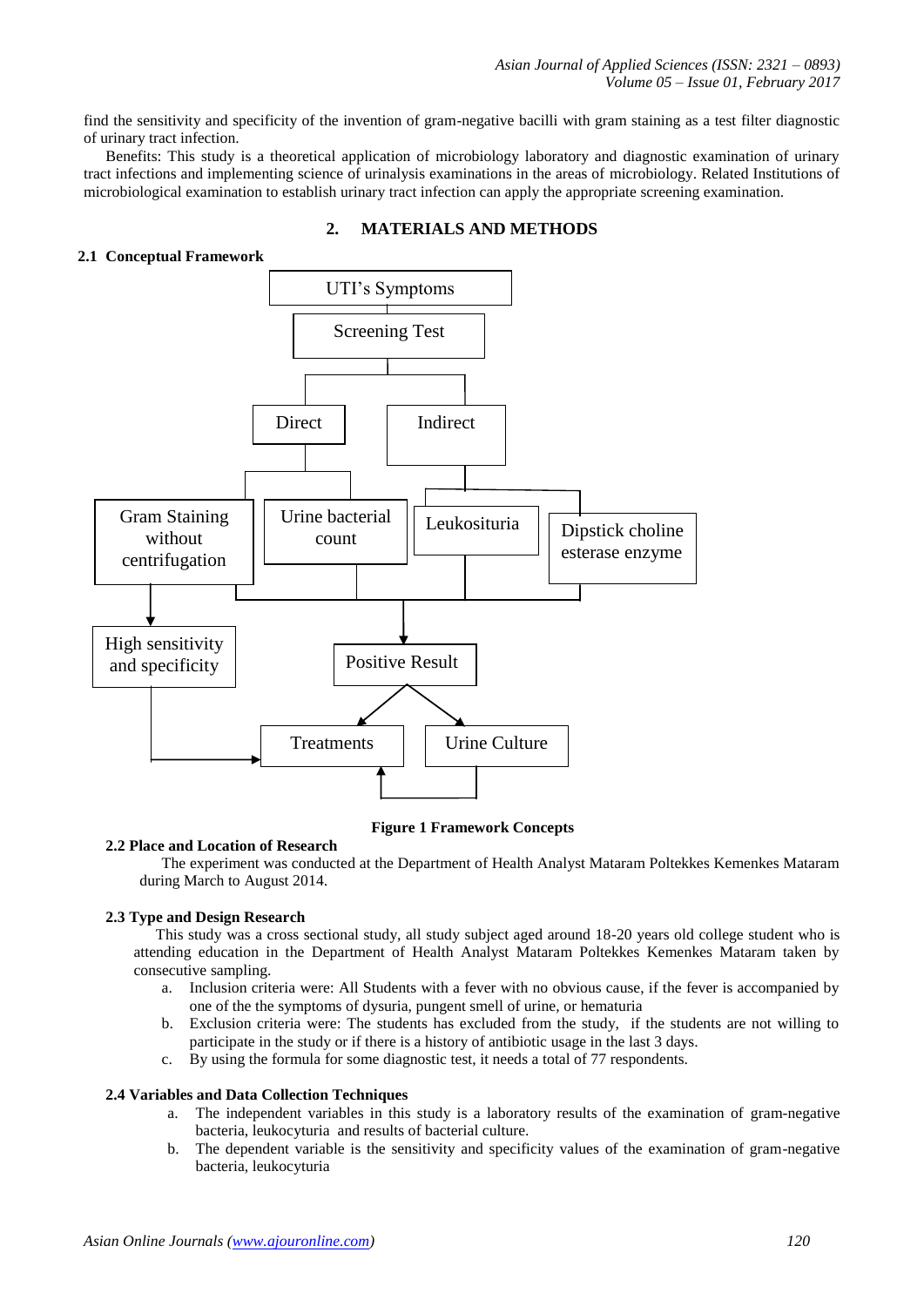find the sensitivity and specificity of the invention of gram-negative bacilli with gram staining as a test filter diagnostic of urinary tract infection.

Benefits: This study is a theoretical application of microbiology laboratory and diagnostic examination of urinary tract infections and implementing science of urinalysis examinations in the areas of microbiology. Related Institutions of microbiological examination to establish urinary tract infection can apply the appropriate screening examination.

## 2. MATERIALS AND METHODS

### 2.1 Conceptual Framework

UTI's Symptoms

Screening Test

Direct

Indirect

Gram Staining without centrifugation

Urine bacterial count

Leukosituria

Dipstick choline esterase enzyme

High sensitivity and specificity

Positive Result

Treatments

Urine Culture

**Figure 1 Framework Concepts**

### 2.2 Place and Location of Research

The experiment was conducted at the Department of Health Analyst Mataram Poltekkes Kemenkes Mataram during March to August 2014.

### 2.3 Type and Design Research

This study was a cross sectional study, all study subject aged around 18-20 years old college student who is attending education in the Department of Health Analyst Mataram Poltekkes Kemenkes Mataram taken by consecutive sampling.

a. Inclusion criteria were: All Students with a fever with no obvious cause, if the fever is accompanied by one of the the symptoms of dysuria, pungent smell of urine, or hematuria
b. Exclusion criteria were: The students has excluded from the study, if the students are not willing to participate in the study or if there is a history of antibiotic usage in the last 3 days.
c. By using the formula for some diagnostic test, it needs a total of 77 respondents.

### 2.4 Variables and Data Collection Techniques

a. The independent variables in this study is a laboratory results of the examination of gram-negative bacteria, leukocyturia and results of bacterial culture.
b. The dependent variable is the sensitivity and specificity values of the examination of gram-negative bacteria, leukocyturia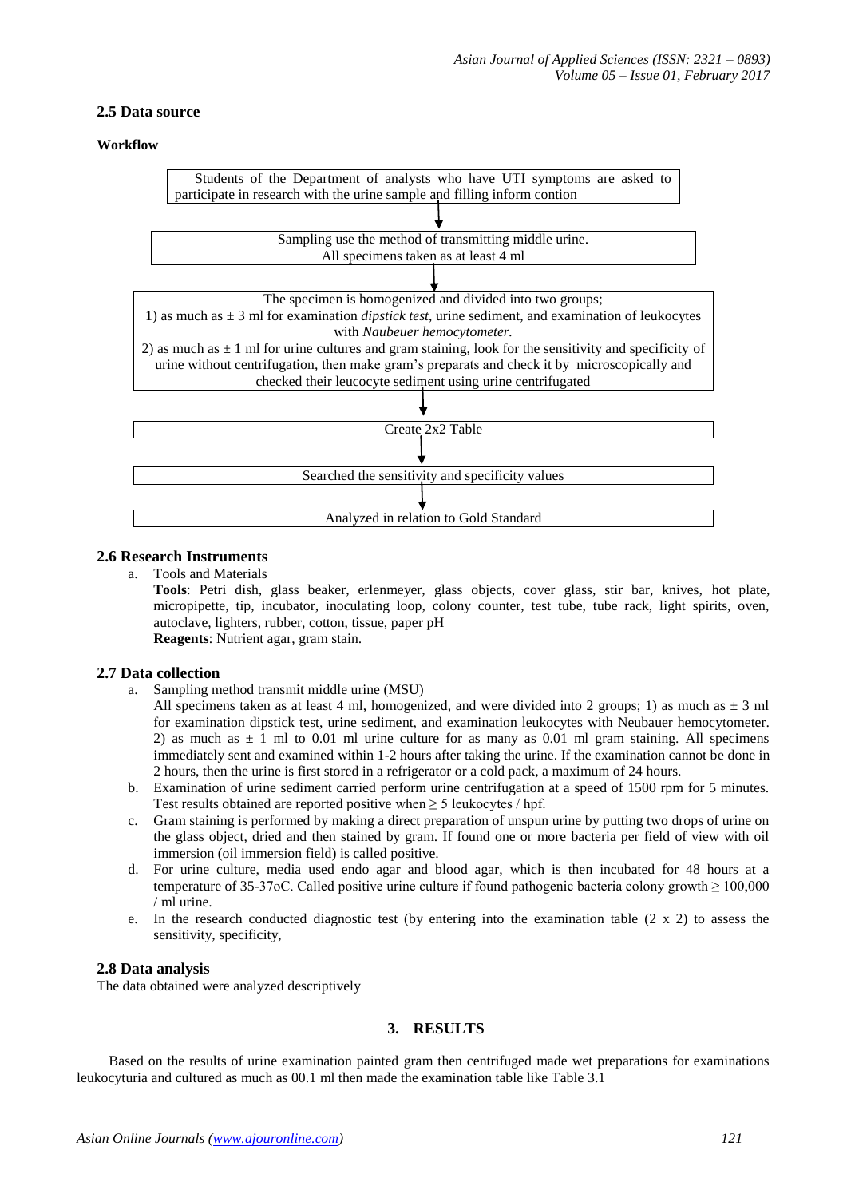### 2.5 Data source

**Workflow**

Students of the Department of analysts who have UTI symptoms are asked to participate in research with the urine sample and filling inform contion

↓

Sampling use the method of transmitting middle urine.
All specimens taken as at least 4 ml

↓

The specimen is homogenized and divided into two groups;
1) as much as ± 3 ml for examination *dipstick test*, urine sediment, and examination of leukocytes with *Naubeuer hemocytometer.*
2) as much as ± 1 ml for urine cultures and gram staining, look for the sensitivity and specificity of urine without centrifugation, then make gram's preparats and check it by microscopically and checked their leucocyte sediment using urine centrifugated

↓

Create 2x2 Table

↓

Searched the sensitivity and specificity values

↓

Analyzed in relation to Gold Standard

### 2.6 Research Instruments

a. Tools and Materials

**Tools**: Petri dish, glass beaker, erlenmeyer, glass objects, cover glass, stir bar, knives, hot plate, micropipette, tip, incubator, inoculating loop, colony counter, test tube, tube rack, light spirits, oven, autoclave, lighters, rubber, cotton, tissue, paper pH

**Reagents**: Nutrient agar, gram stain.

### 2.7 Data collection

a. Sampling method transmit middle urine (MSU)
   All specimens taken as at least 4 ml, homogenized, and were divided into 2 groups; 1) as much as ± 3 ml for examination dipstick test, urine sediment, and examination leukocytes with Neubauer hemocytometer. 2) as much as ± 1 ml to 0.01 ml urine culture for as many as 0.01 ml gram staining. All specimens immediately sent and examined within 1-2 hours after taking the urine. If the examination cannot be done in 2 hours, then the urine is first stored in a refrigerator or a cold pack, a maximum of 24 hours.
b. Examination of urine sediment carried perform urine centrifugation at a speed of 1500 rpm for 5 minutes. Test results obtained are reported positive when ≥ 5 leukocytes / hpf.
c. Gram staining is performed by making a direct preparation of unspun urine by putting two drops of urine on the glass object, dried and then stained by gram. If found one or more bacteria per field of view with oil immersion (oil immersion field) is called positive.
d. For urine culture, media used endo agar and blood agar, which is then incubated for 48 hours at a temperature of 35-37oC. Called positive urine culture if found pathogenic bacteria colony growth ≥ 100,000 / ml urine.
e. In the research conducted diagnostic test (by entering into the examination table (2 x 2) to assess the sensitivity, specificity,

### 2.8 Data analysis

The data obtained were analyzed descriptively

## 3. RESULTS

Based on the results of urine examination painted gram then centrifuged made wet preparations for examinations leukocyturia and cultured as much as 00.1 ml then made the examination table like Table 3.1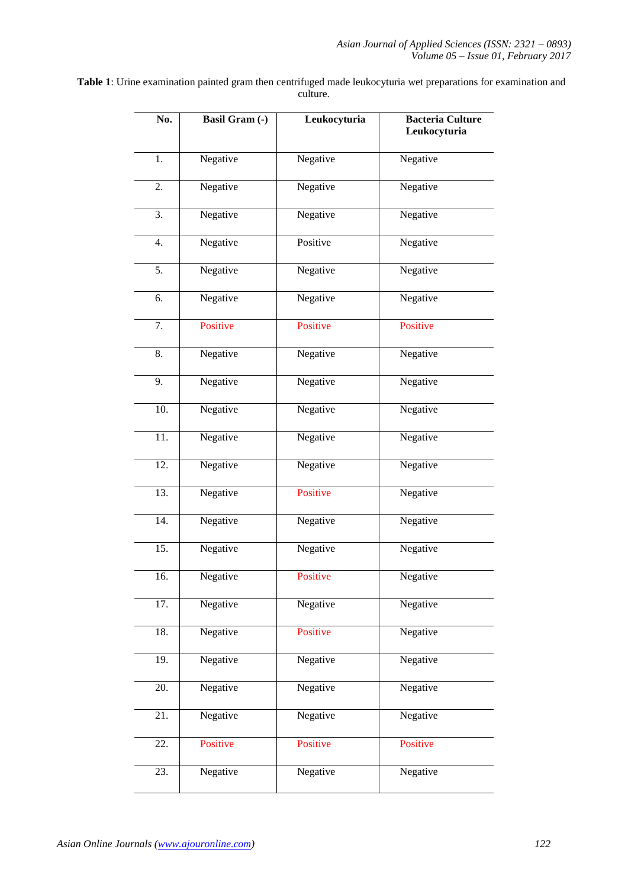**Table 1**: Urine examination painted gram then centrifuged made leukocyturia wet preparations for examination and culture.

| No. | Basil Gram (-) | Leukocyturia | Bacteria Culture Leukocyturia |
|---|---|---|---|
| 1. | Negative | Negative | Negative |
| 2. | Negative | Negative | Negative |
| 3. | Negative | Negative | Negative |
| 4. | Negative | Positive | Negative |
| 5. | Negative | Negative | Negative |
| 6. | Negative | Negative | Negative |
| 7. | Positive | Positive | Positive |
| 8. | Negative | Negative | Negative |
| 9. | Negative | Negative | Negative |
| 10. | Negative | Negative | Negative |
| 11. | Negative | Negative | Negative |
| 12. | Negative | Negative | Negative |
| 13. | Negative | Positive | Negative |
| 14. | Negative | Negative | Negative |
| 15. | Negative | Negative | Negative |
| 16. | Negative | Positive | Negative |
| 17. | Negative | Negative | Negative |
| 18. | Negative | Positive | Negative |
| 19. | Negative | Negative | Negative |
| 20. | Negative | Negative | Negative |
| 21. | Negative | Negative | Negative |
| 22. | Positive | Positive | Positive |
| 23. | Negative | Negative | Negative |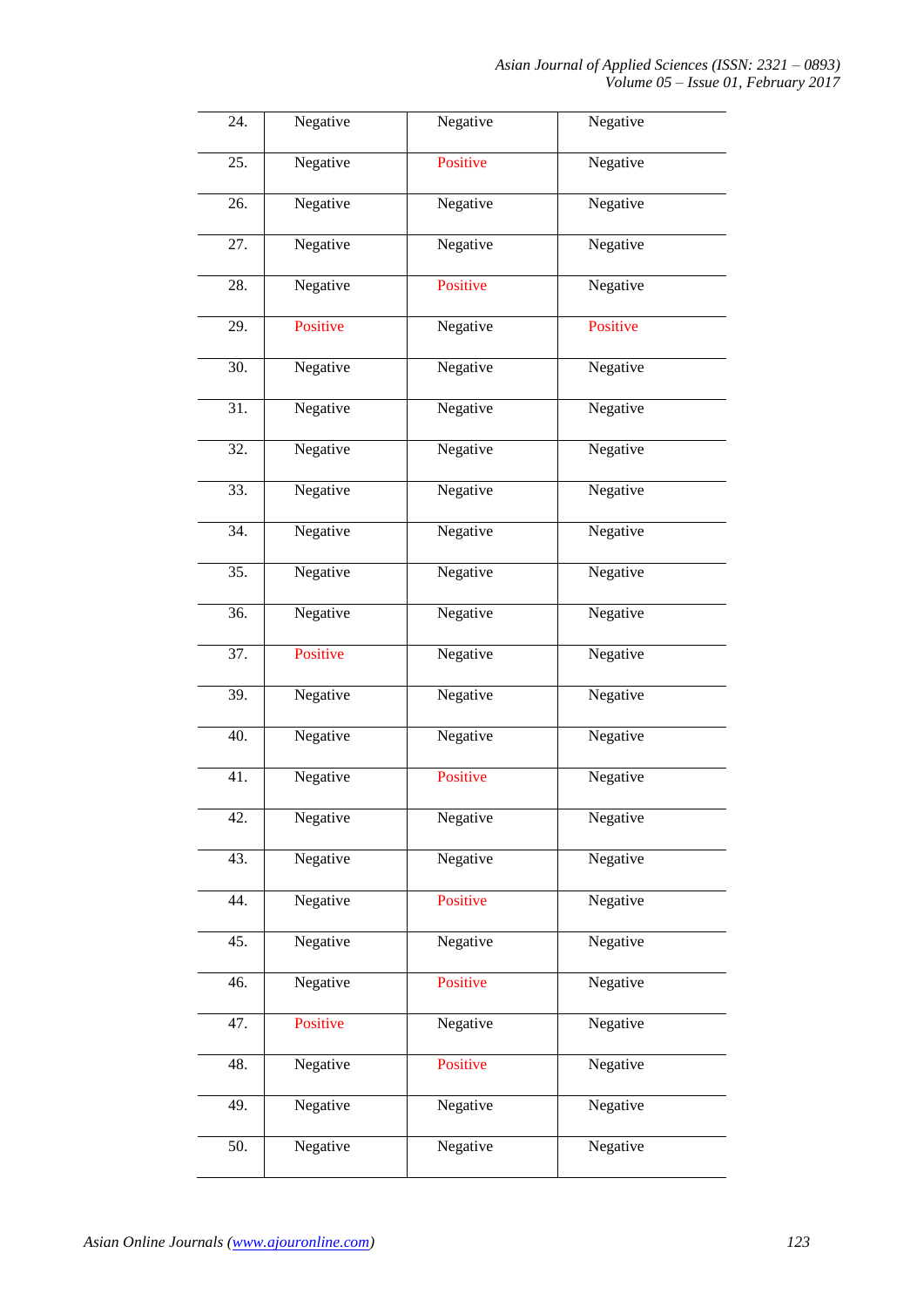| | | | |
|---|---|---|---|
| 24. | Negative | Negative | Negative |
| 25. | Negative | Positive | Negative |
| 26. | Negative | Negative | Negative |
| 27. | Negative | Negative | Negative |
| 28. | Negative | Positive | Negative |
| 29. | Positive | Negative | Positive |
| 30. | Negative | Negative | Negative |
| 31. | Negative | Negative | Negative |
| 32. | Negative | Negative | Negative |
| 33. | Negative | Negative | Negative |
| 34. | Negative | Negative | Negative |
| 35. | Negative | Negative | Negative |
| 36. | Negative | Negative | Negative |
| 37. | Positive | Negative | Negative |
| 39. | Negative | Negative | Negative |
| 40. | Negative | Negative | Negative |
| 41. | Negative | Positive | Negative |
| 42. | Negative | Negative | Negative |
| 43. | Negative | Negative | Negative |
| 44. | Negative | Positive | Negative |
| 45. | Negative | Negative | Negative |
| 46. | Negative | Positive | Negative |
| 47. | Positive | Negative | Negative |
| 48. | Negative | Positive | Negative |
| 49. | Negative | Negative | Negative |
| 50. | Negative | Negative | Negative |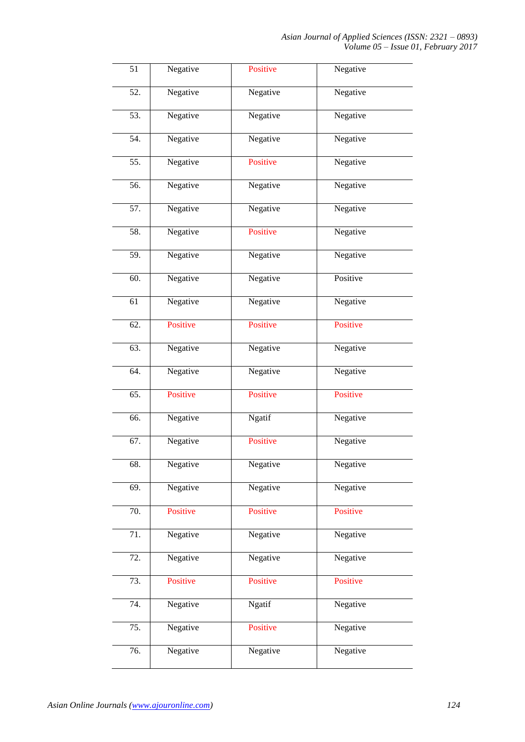| | | | |
|---|---|---|---|
| 51 | Negative | Positive | Negative |
| 52. | Negative | Negative | Negative |
| 53. | Negative | Negative | Negative |
| 54. | Negative | Negative | Negative |
| 55. | Negative | Positive | Negative |
| 56. | Negative | Negative | Negative |
| 57. | Negative | Negative | Negative |
| 58. | Negative | Positive | Negative |
| 59. | Negative | Negative | Negative |
| 60. | Negative | Negative | Positive |
| 61 | Negative | Negative | Negative |
| 62. | Positive | Positive | Positive |
| 63. | Negative | Negative | Negative |
| 64. | Negative | Negative | Negative |
| 65. | Positive | Positive | Positive |
| 66. | Negative | Ngatif | Negative |
| 67. | Negative | Positive | Negative |
| 68. | Negative | Negative | Negative |
| 69. | Negative | Negative | Negative |
| 70. | Positive | Positive | Positive |
| 71. | Negative | Negative | Negative |
| 72. | Negative | Negative | Negative |
| 73. | Positive | Positive | Positive |
| 74. | Negative | Ngatif | Negative |
| 75. | Negative | Positive | Negative |
| 76. | Negative | Negative | Negative |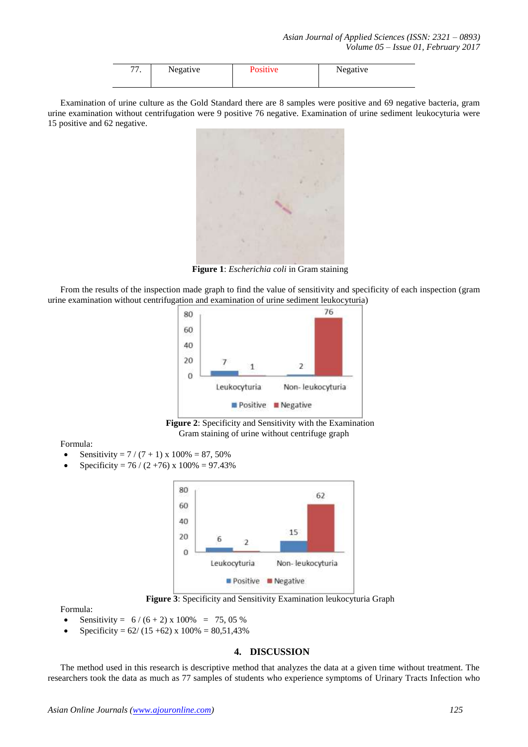| 77. | Negative | Positive | Negative |
|---|---|---|---|

Examination of urine culture as the Gold Standard there are 8 samples were positive and 69 negative bacteria, gram urine examination without centrifugation were 9 positive 76 negative. Examination of urine sediment leukocyturia were 15 positive and 62 negative.

**Figure 1**: *Escherichia coli* in Gram staining

From the results of the inspection made graph to find the value of sensitivity and specificity of each inspection (gram urine examination without centrifugation and examination of urine sediment leukocyturia)

**Figure 2**: Specificity and Sensitivity with the Examination Gram staining of urine without centrifuge graph

Formula:

- Sensitivity = 7 / (7 + 1) x 100% = 87, 50%
- Specificity = 76 / (2 +76) x 100% = 97.43%

**Figure 3**: Specificity and Sensitivity Examination leukocyturia Graph

Formula:

- Sensitivity = 6 / (6 + 2) x 100% = 75, 05 %
- Specificity = 62/ (15 +62) x 100% = 80,51,43%

## 4. DISCUSSION

The method used in this research is descriptive method that analyzes the data at a given time without treatment. The researchers took the data as much as 77 samples of students who experience symptoms of Urinary Tracts Infection who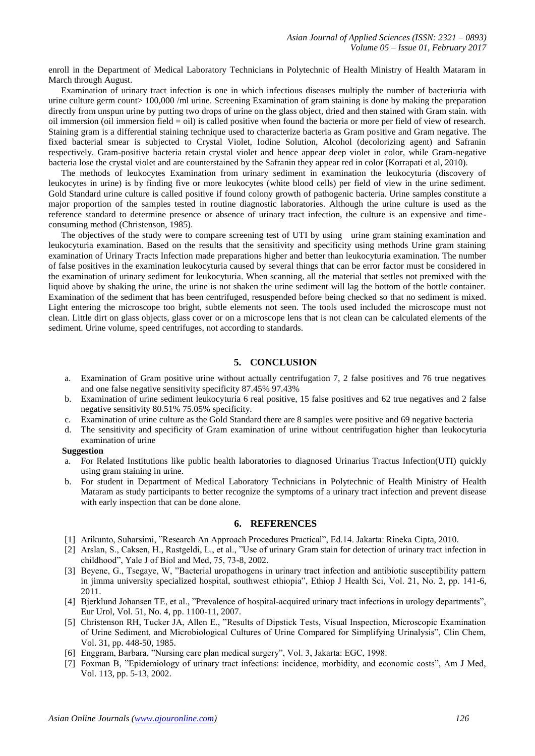enroll in the Department of Medical Laboratory Technicians in Polytechnic of Health Ministry of Health Mataram in March through August.

Examination of urinary tract infection is one in which infectious diseases multiply the number of bacteriuria with urine culture germ count> 100,000 /ml urine. Screening Examination of gram staining is done by making the preparation directly from unspun urine by putting two drops of urine on the glass object, dried and then stained with Gram stain. with oil immersion (oil immersion field = oil) is called positive when found the bacteria or more per field of view of research. Staining gram is a differential staining technique used to characterize bacteria as Gram positive and Gram negative. The fixed bacterial smear is subjected to Crystal Violet, Iodine Solution, Alcohol (decolorizing agent) and Safranin respectively. Gram-positive bacteria retain crystal violet and hence appear deep violet in color, while Gram-negative bacteria lose the crystal violet and are counterstained by the Safranin they appear red in color (Korrapati et al, 2010).

The methods of leukocytes Examination from urinary sediment in examination the leukocyturia (discovery of leukocytes in urine) is by finding five or more leukocytes (white blood cells) per field of view in the urine sediment. Gold Standard urine culture is called positive if found colony growth of pathogenic bacteria. Urine samples constitute a major proportion of the samples tested in routine diagnostic laboratories. Although the urine culture is used as the reference standard to determine presence or absence of urinary tract infection, the culture is an expensive and time-consuming method (Christenson, 1985).

The objectives of the study were to compare screening test of UTI by using urine gram staining examination and leukocyturia examination. Based on the results that the sensitivity and specificity using methods Urine gram staining examination of Urinary Tracts Infection made preparations higher and better than leukocyturia examination. The number of false positives in the examination leukocyturia caused by several things that can be error factor must be considered in the examination of urinary sediment for leukocyturia. When scanning, all the material that settles not premixed with the liquid above by shaking the urine, the urine is not shaken the urine sediment will lag the bottom of the bottle container. Examination of the sediment that has been centrifuged, resuspended before being checked so that no sediment is mixed. Light entering the microscope too bright, subtle elements not seen. The tools used included the microscope must not clean. Little dirt on glass objects, glass cover or on a microscope lens that is not clean can be calculated elements of the sediment. Urine volume, speed centrifuges, not according to standards.

## 5. CONCLUSION

a. Examination of Gram positive urine without actually centrifugation 7, 2 false positives and 76 true negatives and one false negative sensitivity specificity 87.45% 97.43%
b. Examination of urine sediment leukocyturia 6 real positive, 15 false positives and 62 true negatives and 2 false negative sensitivity 80.51% 75.05% specificity.
c. Examination of urine culture as the Gold Standard there are 8 samples were positive and 69 negative bacteria
d. The sensitivity and specificity of Gram examination of urine without centrifugation higher than leukocyturia examination of urine

**Suggestion**

a. For Related Institutions like public health laboratories to diagnosed Urinarius Tractus Infection(UTI) quickly using gram staining in urine.
b. For student in Department of Medical Laboratory Technicians in Polytechnic of Health Ministry of Health Mataram as study participants to better recognize the symptoms of a urinary tract infection and prevent disease with early inspection that can be done alone.

## 6. REFERENCES

[1] Arikunto, Suharsimi, "Research An Approach Procedures Practical", Ed.14. Jakarta: Rineka Cipta, 2010.
[2] Arslan, S., Caksen, H., Rastgeldi, L., et al., "Use of urinary Gram stain for detection of urinary tract infection in childhood", Yale J of Biol and Med, 75, 73-8, 2002.
[3] Beyene, G., Tsegaye, W, "Bacterial uropathogens in urinary tract infection and antibiotic susceptibility pattern in jimma university specialized hospital, southwest ethiopia", Ethiop J Health Sci, Vol. 21, No. 2, pp. 141-6, 2011.
[4] Bjerklund Johansen TE, et al., "Prevalence of hospital-acquired urinary tract infections in urology departments", Eur Urol, Vol. 51, No. 4, pp. 1100-11, 2007.
[5] Christenson RH, Tucker JA, Allen E., "Results of Dipstick Tests, Visual Inspection, Microscopic Examination of Urine Sediment, and Microbiological Cultures of Urine Compared for Simplifying Urinalysis", Clin Chem, Vol. 31, pp. 448-50, 1985.
[6] Enggram, Barbara, "Nursing care plan medical surgery", Vol. 3, Jakarta: EGC, 1998.
[7] Foxman B, "Epidemiology of urinary tract infections: incidence, morbidity, and economic costs", Am J Med, Vol. 113, pp. 5-13, 2002.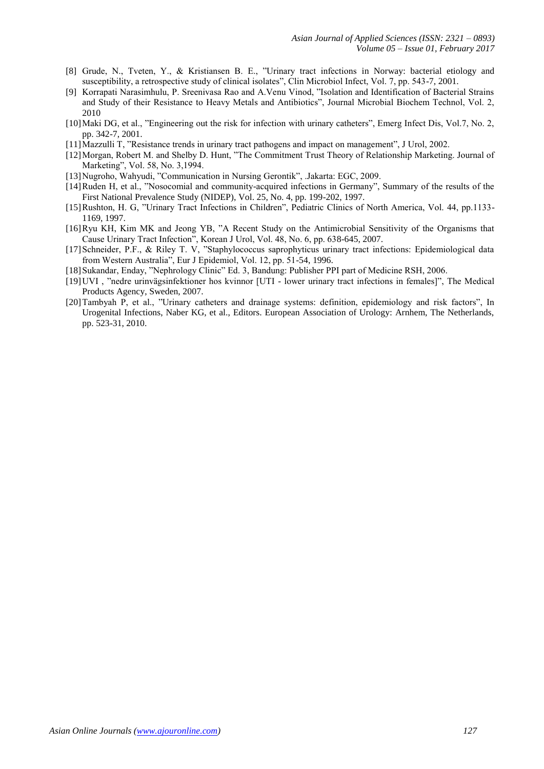[8] Grude, N., Tveten, Y., & Kristiansen B. E., ”Urinary tract infections in Norway: bacterial etiology and susceptibility, a retrospective study of clinical isolates”, Clin Microbiol Infect, Vol. 7, pp. 543-7, 2001.

[9] Korrapati Narasimhulu, P. Sreenivasa Rao and A.Venu Vinod, ”Isolation and Identification of Bacterial Strains and Study of their Resistance to Heavy Metals and Antibiotics”, Journal Microbial Biochem Technol, Vol. 2, 2010

[10] Maki DG, et al., ”Engineering out the risk for infection with urinary catheters”, Emerg Infect Dis, Vol.7, No. 2, pp. 342-7, 2001.

[11] Mazzulli T, ”Resistance trends in urinary tract pathogens and impact on management”, J Urol, 2002.

[12] Morgan, Robert M. and Shelby D. Hunt, ”The Commitment Trust Theory of Relationship Marketing. Journal of Marketing”, Vol. 58, No. 3,1994.

[13] Nugroho, Wahyudi, ”Communication in Nursing Gerontik”, .Jakarta: EGC, 2009.

[14] Ruden H, et al., ”Nosocomial and community-acquired infections in Germany”, Summary of the results of the First National Prevalence Study (NIDEP), Vol. 25, No. 4, pp. 199-202, 1997.

[15] Rushton, H. G, ”Urinary Tract Infections in Children”, Pediatric Clinics of North America, Vol. 44, pp.1133-1169, 1997.

[16] Ryu KH, Kim MK and Jeong YB, ”A Recent Study on the Antimicrobial Sensitivity of the Organisms that Cause Urinary Tract Infection”, Korean J Urol, Vol. 48, No. 6, pp. 638-645, 2007.

[17] Schneider, P.F., & Riley T. V, ”Staphylococcus saprophyticus urinary tract infections: Epidemiological data from Western Australia”, Eur J Epidemiol, Vol. 12, pp. 51-54, 1996.

[18] Sukandar, Enday, ”Nephrology Clinic” Ed. 3, Bandung: Publisher PPI part of Medicine RSH, 2006.

[19] UVI , ”nedre urinvägsinfektioner hos kvinnor [UTI - lower urinary tract infections in females]”, The Medical Products Agency, Sweden, 2007.

[20] Tambyah P, et al., ”Urinary catheters and drainage systems: definition, epidemiology and risk factors”, In Urogenital Infections, Naber KG, et al., Editors. European Association of Urology: Arnhem, The Netherlands, pp. 523-31, 2010.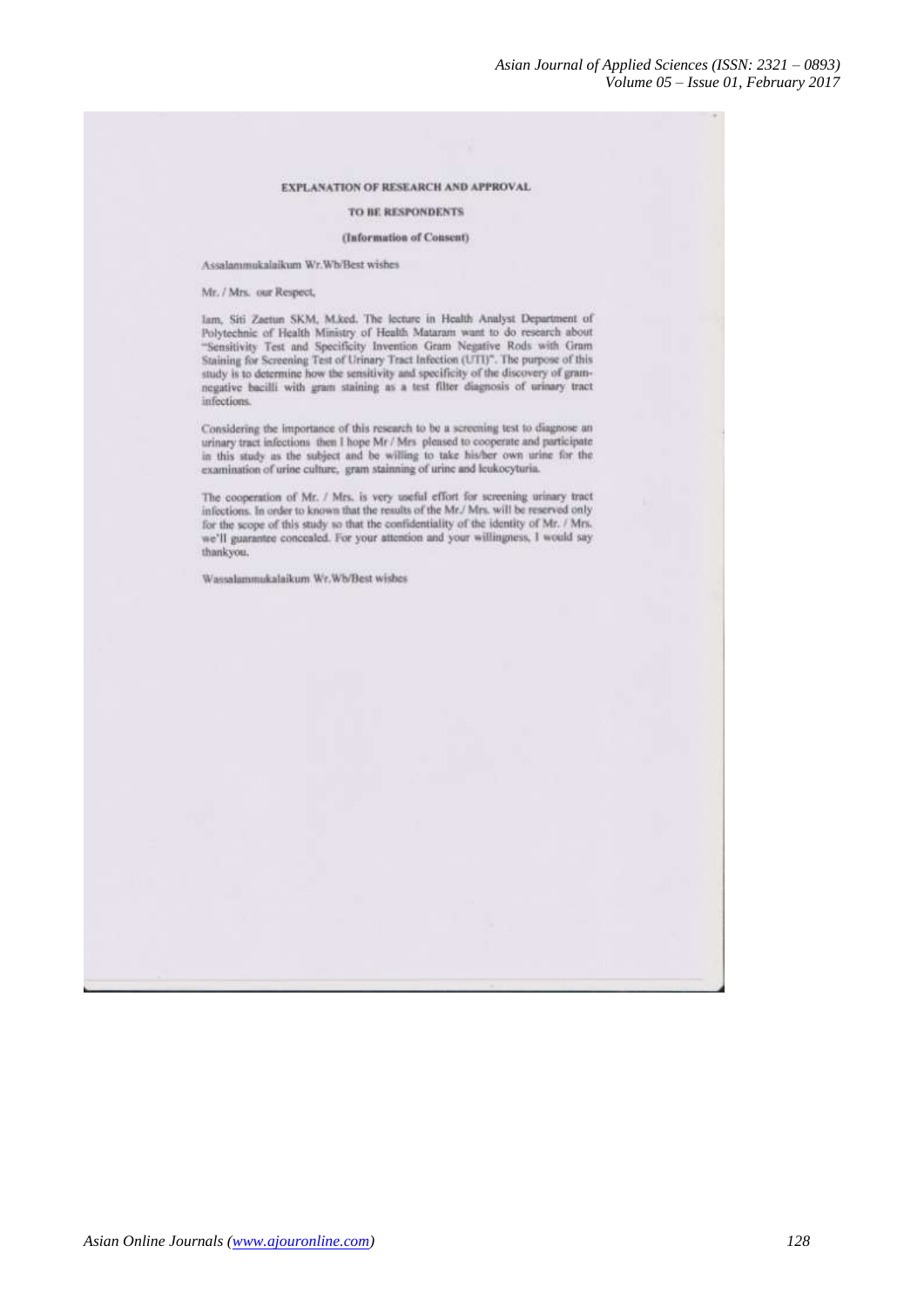**EXPLANATION OF RESEARCH AND APPROVAL**

**TO BE RESPONDENTS**

**(Information of Consent)**

Assalammukalaikum Wr.Wb/Best wishes

Mr. / Mrs. our Respect,

Iam, Siti Zaetun SKM, M.kcd. The lecture in Health Analyst Department of Polytechnic of Health Ministry of Health Mataram want to do research about "Sensitivity Test and Specificity Invention Gram Negative Rods with Gram Staining for Screening Test of Urinary Tract Infection (UTI)". The purpose of this study is to determine how the sensitivity and specificity of the discovery of gram-negative bacilli with gram staining as a test filter diagnosis of urinary tract infections.

Considering the importance of this research to be a screening test to diagnose an urinary tract infections then I hope Mr / Mrs pleased to cooperate and participate in this study as the subject and be willing to take his/her own urine for the examination of urine culture, gram stainning of urine and leukocyturia.

The cooperation of Mr. / Mrs. is very useful effort for screening urinary tract infections. In order to known that the results of the Mr./ Mrs. will be reserved only for the scope of this study so that the confidentiality of the identity of Mr. / Mrs. we'll guarantee concealed. For your attention and your willingness, I would say thankyou.

Wassalammukalaikum Wr.Wb/Best wishes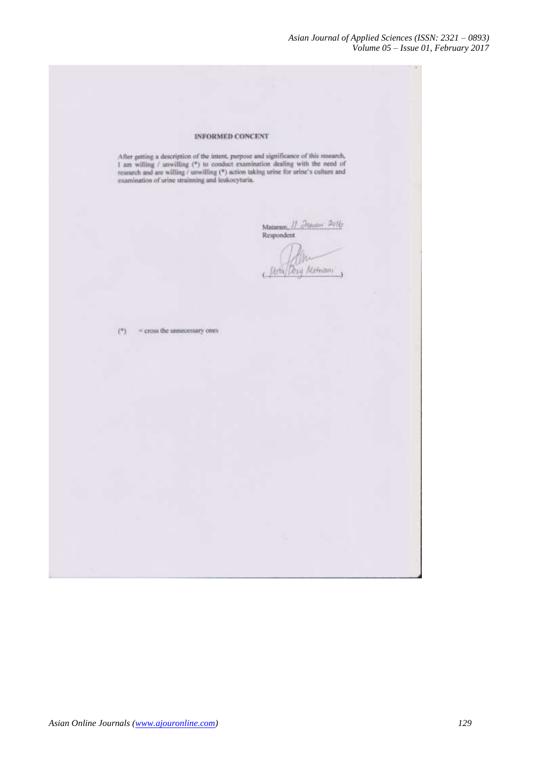## INFORMED CONCENT

After getting a description of the intent, purpose and significance of this research, I am willing / unwilling (*) to conduct examination dealing with the need of research and are willing / unwilling (*) action taking urine for urine's culture and examination of urine strainning and leukocyturia.

Mataram, 11 Januari 2016
Respondent

( Putu Desy Metriani )

(*) = cross the unnecessary ones